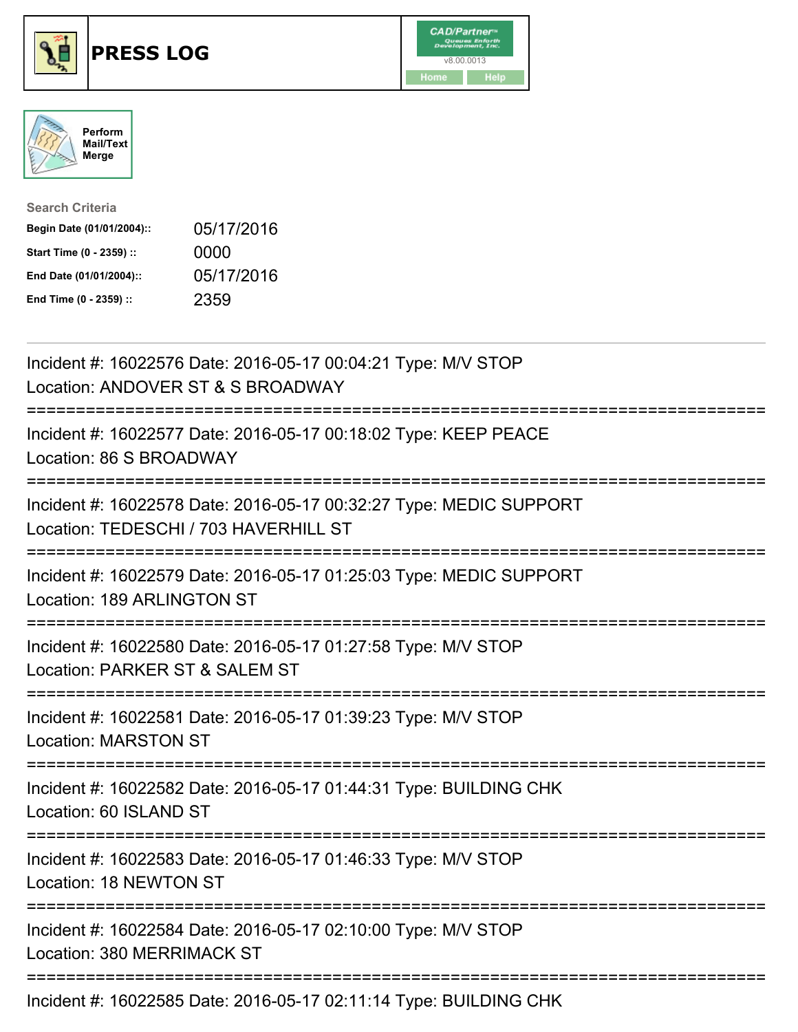# PRESS LOG

CAD/Partner™
v8.00.0013
Home Help

Perform Mail/Text Merge

**Search Criteria**

| | |
|---|---|
| **Begin Date (01/01/2004)::** | 05/17/2016 |
| **Start Time (0 - 2359) ::** | 0000 |
| **End Date (01/01/2004)::** | 05/17/2016 |
| **End Time (0 - 2359) ::** | 2359 |

---

Incident #: 16022576 Date: 2016-05-17 00:04:21 Type: M/V STOP
Location: ANDOVER ST & S BROADWAY

===========================================================================

Incident #: 16022577 Date: 2016-05-17 00:18:02 Type: KEEP PEACE
Location: 86 S BROADWAY

===========================================================================

Incident #: 16022578 Date: 2016-05-17 00:32:27 Type: MEDIC SUPPORT
Location: TEDESCHI / 703 HAVERHILL ST

===========================================================================

Incident #: 16022579 Date: 2016-05-17 01:25:03 Type: MEDIC SUPPORT
Location: 189 ARLINGTON ST

===========================================================================

Incident #: 16022580 Date: 2016-05-17 01:27:58 Type: M/V STOP
Location: PARKER ST & SALEM ST

===========================================================================

Incident #: 16022581 Date: 2016-05-17 01:39:23 Type: M/V STOP
Location: MARSTON ST

===========================================================================

Incident #: 16022582 Date: 2016-05-17 01:44:31 Type: BUILDING CHK
Location: 60 ISLAND ST

===========================================================================

Incident #: 16022583 Date: 2016-05-17 01:46:33 Type: M/V STOP
Location: 18 NEWTON ST

===========================================================================

Incident #: 16022584 Date: 2016-05-17 02:10:00 Type: M/V STOP
Location: 380 MERRIMACK ST

===========================================================================

Incident #: 16022585 Date: 2016-05-17 02:11:14 Type: BUILDING CHK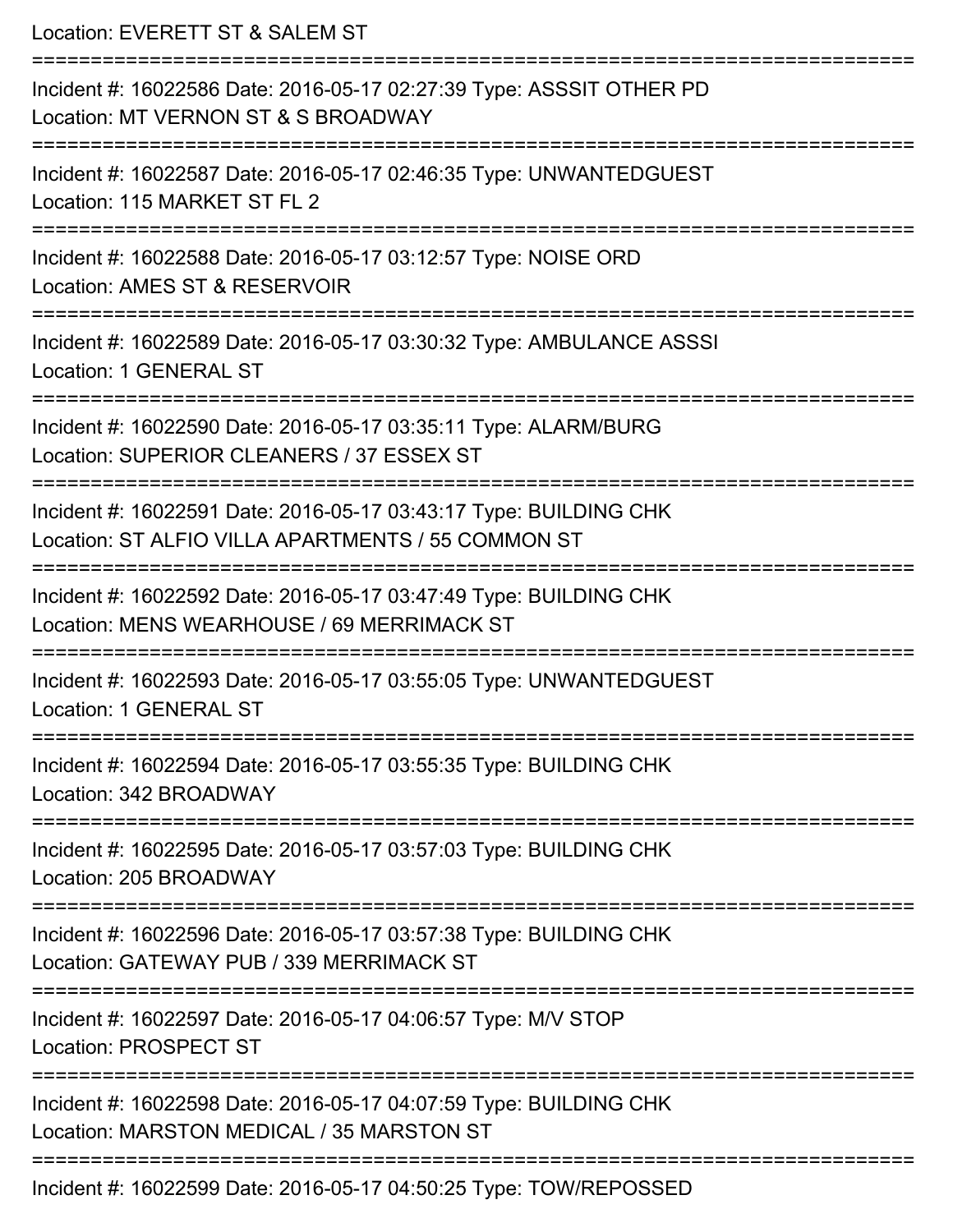Location: EVERETT ST & SALEM ST

===========================================================================

Incident #: 16022586 Date: 2016-05-17 02:27:39 Type: ASSSIT OTHER PD
Location: MT VERNON ST & S BROADWAY

===========================================================================

Incident #: 16022587 Date: 2016-05-17 02:46:35 Type: UNWANTEDGUEST
Location: 115 MARKET ST FL 2

===========================================================================

Incident #: 16022588 Date: 2016-05-17 03:12:57 Type: NOISE ORD
Location: AMES ST & RESERVOIR

===========================================================================

Incident #: 16022589 Date: 2016-05-17 03:30:32 Type: AMBULANCE ASSSI
Location: 1 GENERAL ST

===========================================================================

Incident #: 16022590 Date: 2016-05-17 03:35:11 Type: ALARM/BURG
Location: SUPERIOR CLEANERS / 37 ESSEX ST

===========================================================================

Incident #: 16022591 Date: 2016-05-17 03:43:17 Type: BUILDING CHK
Location: ST ALFIO VILLA APARTMENTS / 55 COMMON ST

===========================================================================

Incident #: 16022592 Date: 2016-05-17 03:47:49 Type: BUILDING CHK
Location: MENS WEARHOUSE / 69 MERRIMACK ST

===========================================================================

Incident #: 16022593 Date: 2016-05-17 03:55:05 Type: UNWANTEDGUEST
Location: 1 GENERAL ST

===========================================================================

Incident #: 16022594 Date: 2016-05-17 03:55:35 Type: BUILDING CHK
Location: 342 BROADWAY

===========================================================================

Incident #: 16022595 Date: 2016-05-17 03:57:03 Type: BUILDING CHK
Location: 205 BROADWAY

===========================================================================

Incident #: 16022596 Date: 2016-05-17 03:57:38 Type: BUILDING CHK
Location: GATEWAY PUB / 339 MERRIMACK ST

===========================================================================

Incident #: 16022597 Date: 2016-05-17 04:06:57 Type: M/V STOP
Location: PROSPECT ST

===========================================================================

Incident #: 16022598 Date: 2016-05-17 04:07:59 Type: BUILDING CHK
Location: MARSTON MEDICAL / 35 MARSTON ST

===========================================================================

Incident #: 16022599 Date: 2016-05-17 04:50:25 Type: TOW/REPOSSED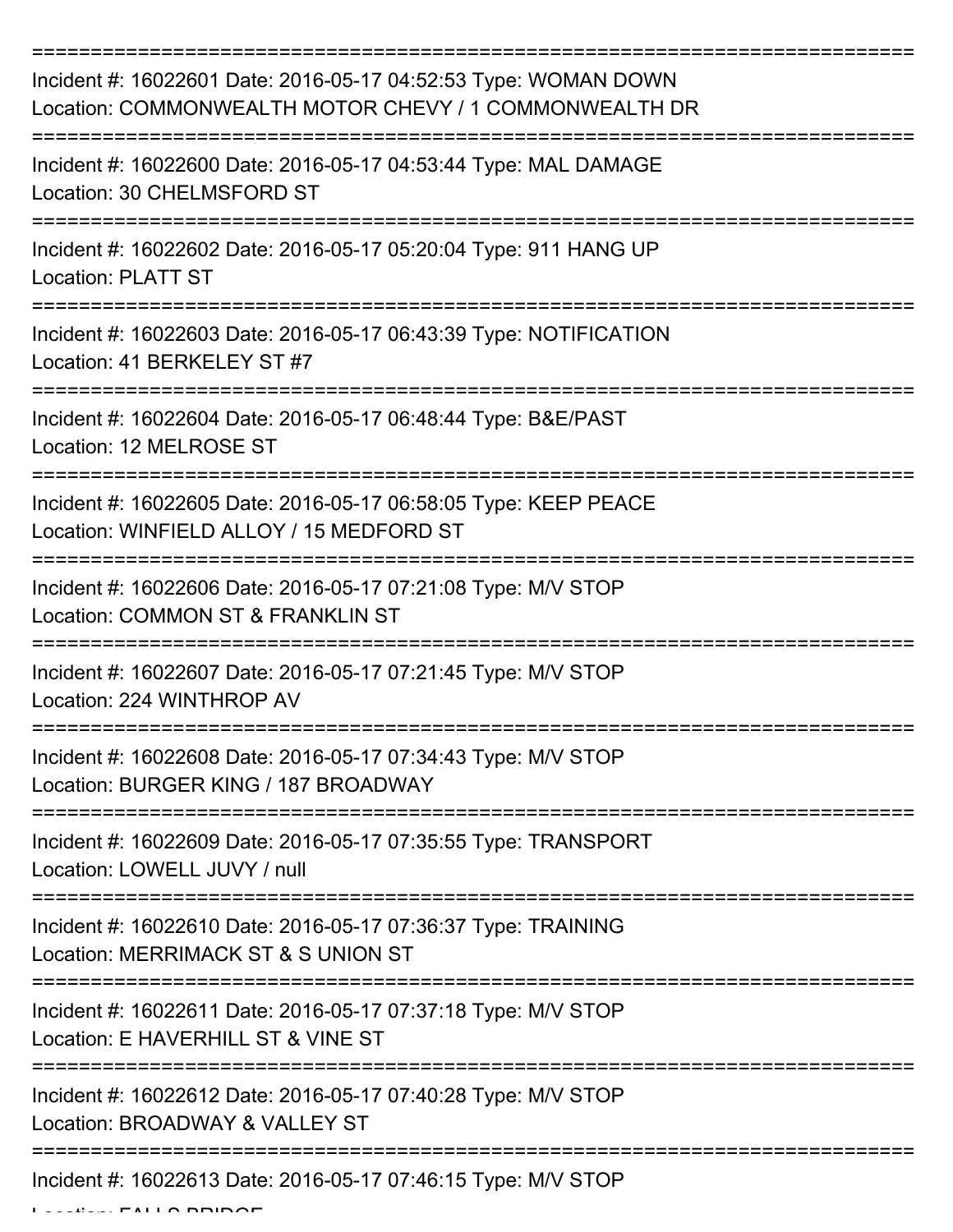===========================================================================

Incident #: 16022601 Date: 2016-05-17 04:52:53 Type: WOMAN DOWN
Location: COMMONWEALTH MOTOR CHEVY / 1 COMMONWEALTH DR

===========================================================================

Incident #: 16022600 Date: 2016-05-17 04:53:44 Type: MAL DAMAGE
Location: 30 CHELMSFORD ST

===========================================================================

Incident #: 16022602 Date: 2016-05-17 05:20:04 Type: 911 HANG UP
Location: PLATT ST

===========================================================================

Incident #: 16022603 Date: 2016-05-17 06:43:39 Type: NOTIFICATION
Location: 41 BERKELEY ST #7

===========================================================================

Incident #: 16022604 Date: 2016-05-17 06:48:44 Type: B&E/PAST
Location: 12 MELROSE ST

===========================================================================

Incident #: 16022605 Date: 2016-05-17 06:58:05 Type: KEEP PEACE
Location: WINFIELD ALLOY / 15 MEDFORD ST

===========================================================================

Incident #: 16022606 Date: 2016-05-17 07:21:08 Type: M/V STOP
Location: COMMON ST & FRANKLIN ST

===========================================================================

Incident #: 16022607 Date: 2016-05-17 07:21:45 Type: M/V STOP
Location: 224 WINTHROP AV

===========================================================================

Incident #: 16022608 Date: 2016-05-17 07:34:43 Type: M/V STOP
Location: BURGER KING / 187 BROADWAY

===========================================================================

Incident #: 16022609 Date: 2016-05-17 07:35:55 Type: TRANSPORT
Location: LOWELL JUVY / null

===========================================================================

Incident #: 16022610 Date: 2016-05-17 07:36:37 Type: TRAINING
Location: MERRIMACK ST & S UNION ST

===========================================================================

Incident #: 16022611 Date: 2016-05-17 07:37:18 Type: M/V STOP
Location: E HAVERHILL ST & VINE ST

===========================================================================

Incident #: 16022612 Date: 2016-05-17 07:40:28 Type: M/V STOP
Location: BROADWAY & VALLEY ST

===========================================================================

Incident #: 16022613 Date: 2016-05-17 07:46:15 Type: M/V STOP
Location: FALLS BRIDGE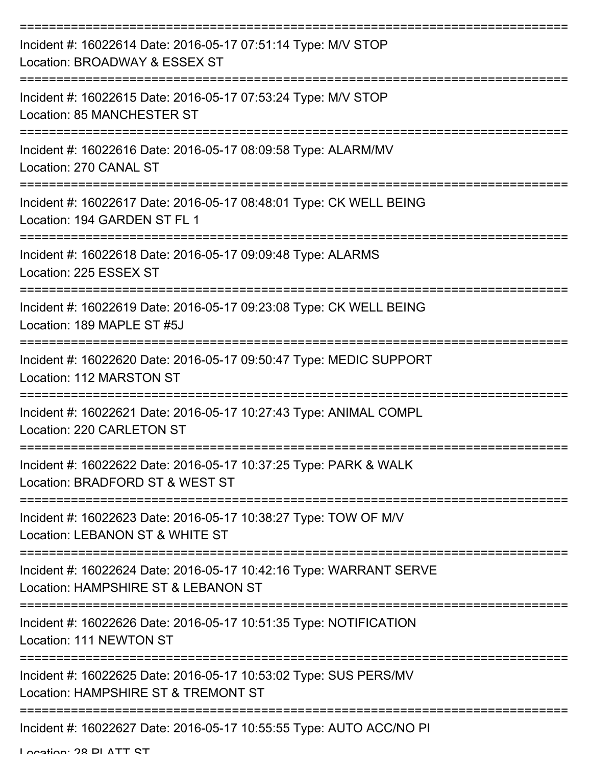===========================================================================

Incident #: 16022614 Date: 2016-05-17 07:51:14 Type: M/V STOP
Location: BROADWAY & ESSEX ST

===========================================================================

Incident #: 16022615 Date: 2016-05-17 07:53:24 Type: M/V STOP
Location: 85 MANCHESTER ST

===========================================================================

Incident #: 16022616 Date: 2016-05-17 08:09:58 Type: ALARM/MV
Location: 270 CANAL ST

===========================================================================

Incident #: 16022617 Date: 2016-05-17 08:48:01 Type: CK WELL BEING
Location: 194 GARDEN ST FL 1

===========================================================================

Incident #: 16022618 Date: 2016-05-17 09:09:48 Type: ALARMS
Location: 225 ESSEX ST

===========================================================================

Incident #: 16022619 Date: 2016-05-17 09:23:08 Type: CK WELL BEING
Location: 189 MAPLE ST #5J

===========================================================================

Incident #: 16022620 Date: 2016-05-17 09:50:47 Type: MEDIC SUPPORT
Location: 112 MARSTON ST

===========================================================================

Incident #: 16022621 Date: 2016-05-17 10:27:43 Type: ANIMAL COMPL
Location: 220 CARLETON ST

===========================================================================

Incident #: 16022622 Date: 2016-05-17 10:37:25 Type: PARK & WALK
Location: BRADFORD ST & WEST ST

===========================================================================

Incident #: 16022623 Date: 2016-05-17 10:38:27 Type: TOW OF M/V
Location: LEBANON ST & WHITE ST

===========================================================================

Incident #: 16022624 Date: 2016-05-17 10:42:16 Type: WARRANT SERVE
Location: HAMPSHIRE ST & LEBANON ST

===========================================================================

Incident #: 16022626 Date: 2016-05-17 10:51:35 Type: NOTIFICATION
Location: 111 NEWTON ST

===========================================================================

Incident #: 16022625 Date: 2016-05-17 10:53:02 Type: SUS PERS/MV
Location: HAMPSHIRE ST & TREMONT ST

===========================================================================

Incident #: 16022627 Date: 2016-05-17 10:55:55 Type: AUTO ACC/NO PI
Location: 28 PLATT ST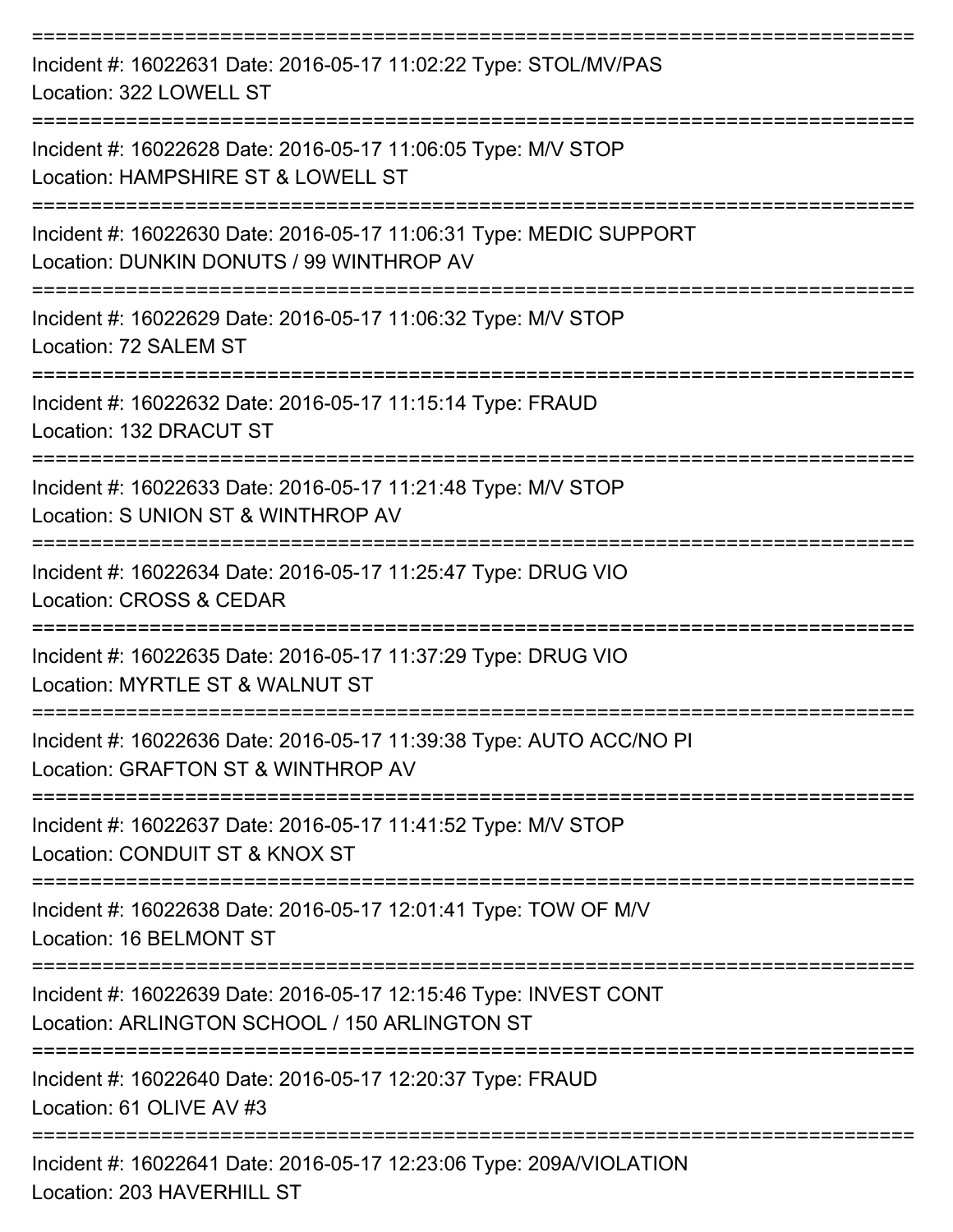===========================================================================
Incident #: 16022631 Date: 2016-05-17 11:02:22 Type: STOL/MV/PAS
Location: 322 LOWELL ST
===========================================================================
Incident #: 16022628 Date: 2016-05-17 11:06:05 Type: M/V STOP
Location: HAMPSHIRE ST & LOWELL ST
===========================================================================
Incident #: 16022630 Date: 2016-05-17 11:06:31 Type: MEDIC SUPPORT
Location: DUNKIN DONUTS / 99 WINTHROP AV
===========================================================================
Incident #: 16022629 Date: 2016-05-17 11:06:32 Type: M/V STOP
Location: 72 SALEM ST
===========================================================================
Incident #: 16022632 Date: 2016-05-17 11:15:14 Type: FRAUD
Location: 132 DRACUT ST
===========================================================================
Incident #: 16022633 Date: 2016-05-17 11:21:48 Type: M/V STOP
Location: S UNION ST & WINTHROP AV
===========================================================================
Incident #: 16022634 Date: 2016-05-17 11:25:47 Type: DRUG VIO
Location: CROSS & CEDAR
===========================================================================
Incident #: 16022635 Date: 2016-05-17 11:37:29 Type: DRUG VIO
Location: MYRTLE ST & WALNUT ST
===========================================================================
Incident #: 16022636 Date: 2016-05-17 11:39:38 Type: AUTO ACC/NO PI
Location: GRAFTON ST & WINTHROP AV
===========================================================================
Incident #: 16022637 Date: 2016-05-17 11:41:52 Type: M/V STOP
Location: CONDUIT ST & KNOX ST
===========================================================================
Incident #: 16022638 Date: 2016-05-17 12:01:41 Type: TOW OF M/V
Location: 16 BELMONT ST
===========================================================================
Incident #: 16022639 Date: 2016-05-17 12:15:46 Type: INVEST CONT
Location: ARLINGTON SCHOOL / 150 ARLINGTON ST
===========================================================================
Incident #: 16022640 Date: 2016-05-17 12:20:37 Type: FRAUD
Location: 61 OLIVE AV #3
===========================================================================
Incident #: 16022641 Date: 2016-05-17 12:23:06 Type: 209A/VIOLATION
Location: 203 HAVERHILL ST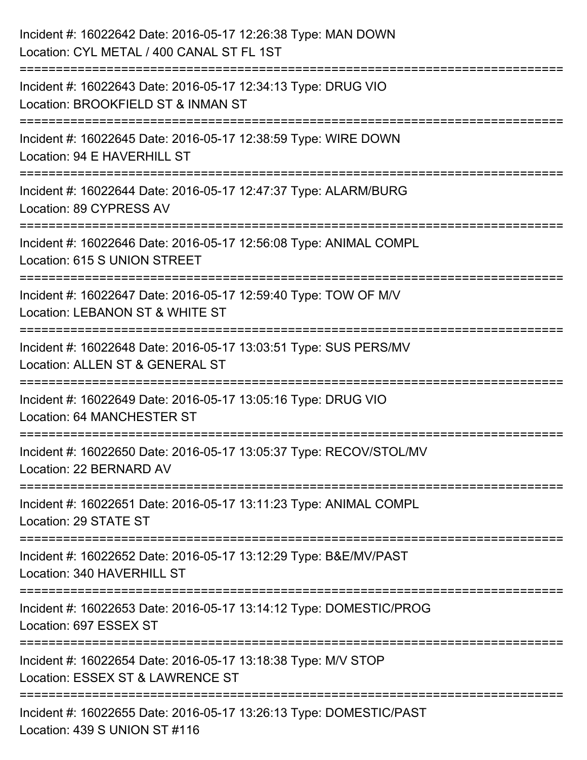Incident #: 16022642 Date: 2016-05-17 12:26:38 Type: MAN DOWN
Location: CYL METAL / 400 CANAL ST FL 1ST

===========================================================================

Incident #: 16022643 Date: 2016-05-17 12:34:13 Type: DRUG VIO
Location: BROOKFIELD ST & INMAN ST

===========================================================================

Incident #: 16022645 Date: 2016-05-17 12:38:59 Type: WIRE DOWN
Location: 94 E HAVERHILL ST

===========================================================================

Incident #: 16022644 Date: 2016-05-17 12:47:37 Type: ALARM/BURG
Location: 89 CYPRESS AV

===========================================================================

Incident #: 16022646 Date: 2016-05-17 12:56:08 Type: ANIMAL COMPL
Location: 615 S UNION STREET

===========================================================================

Incident #: 16022647 Date: 2016-05-17 12:59:40 Type: TOW OF M/V
Location: LEBANON ST & WHITE ST

===========================================================================

Incident #: 16022648 Date: 2016-05-17 13:03:51 Type: SUS PERS/MV
Location: ALLEN ST & GENERAL ST

===========================================================================

Incident #: 16022649 Date: 2016-05-17 13:05:16 Type: DRUG VIO
Location: 64 MANCHESTER ST

===========================================================================

Incident #: 16022650 Date: 2016-05-17 13:05:37 Type: RECOV/STOL/MV
Location: 22 BERNARD AV

===========================================================================

Incident #: 16022651 Date: 2016-05-17 13:11:23 Type: ANIMAL COMPL
Location: 29 STATE ST

===========================================================================

Incident #: 16022652 Date: 2016-05-17 13:12:29 Type: B&E/MV/PAST
Location: 340 HAVERHILL ST

===========================================================================

Incident #: 16022653 Date: 2016-05-17 13:14:12 Type: DOMESTIC/PROG
Location: 697 ESSEX ST

===========================================================================

Incident #: 16022654 Date: 2016-05-17 13:18:38 Type: M/V STOP
Location: ESSEX ST & LAWRENCE ST

===========================================================================

Incident #: 16022655 Date: 2016-05-17 13:26:13 Type: DOMESTIC/PAST
Location: 439 S UNION ST #116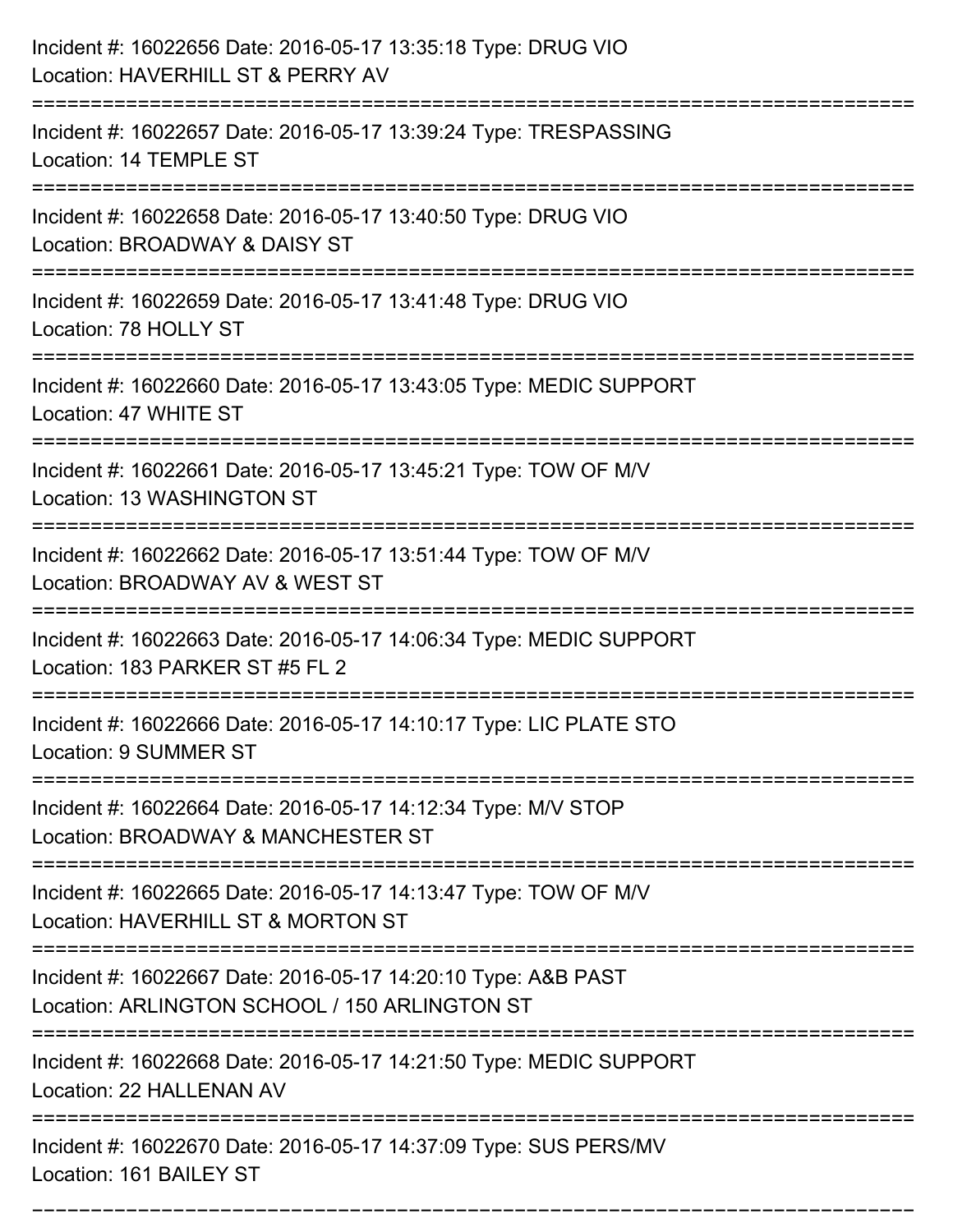Incident #: 16022656 Date: 2016-05-17 13:35:18 Type: DRUG VIO
Location: HAVERHILL ST & PERRY AV

===========================================================================

Incident #: 16022657 Date: 2016-05-17 13:39:24 Type: TRESPASSING
Location: 14 TEMPLE ST

===========================================================================

Incident #: 16022658 Date: 2016-05-17 13:40:50 Type: DRUG VIO
Location: BROADWAY & DAISY ST

===========================================================================

Incident #: 16022659 Date: 2016-05-17 13:41:48 Type: DRUG VIO
Location: 78 HOLLY ST

===========================================================================

Incident #: 16022660 Date: 2016-05-17 13:43:05 Type: MEDIC SUPPORT
Location: 47 WHITE ST

===========================================================================

Incident #: 16022661 Date: 2016-05-17 13:45:21 Type: TOW OF M/V
Location: 13 WASHINGTON ST

===========================================================================

Incident #: 16022662 Date: 2016-05-17 13:51:44 Type: TOW OF M/V
Location: BROADWAY AV & WEST ST

===========================================================================

Incident #: 16022663 Date: 2016-05-17 14:06:34 Type: MEDIC SUPPORT
Location: 183 PARKER ST #5 FL 2

===========================================================================

Incident #: 16022666 Date: 2016-05-17 14:10:17 Type: LIC PLATE STO
Location: 9 SUMMER ST

===========================================================================

Incident #: 16022664 Date: 2016-05-17 14:12:34 Type: M/V STOP
Location: BROADWAY & MANCHESTER ST

===========================================================================

Incident #: 16022665 Date: 2016-05-17 14:13:47 Type: TOW OF M/V
Location: HAVERHILL ST & MORTON ST

===========================================================================

Incident #: 16022667 Date: 2016-05-17 14:20:10 Type: A&B PAST
Location: ARLINGTON SCHOOL / 150 ARLINGTON ST

===========================================================================

Incident #: 16022668 Date: 2016-05-17 14:21:50 Type: MEDIC SUPPORT
Location: 22 HALLENAN AV

===========================================================================

Incident #: 16022670 Date: 2016-05-17 14:37:09 Type: SUS PERS/MV
Location: 161 BAILEY ST

===========================================================================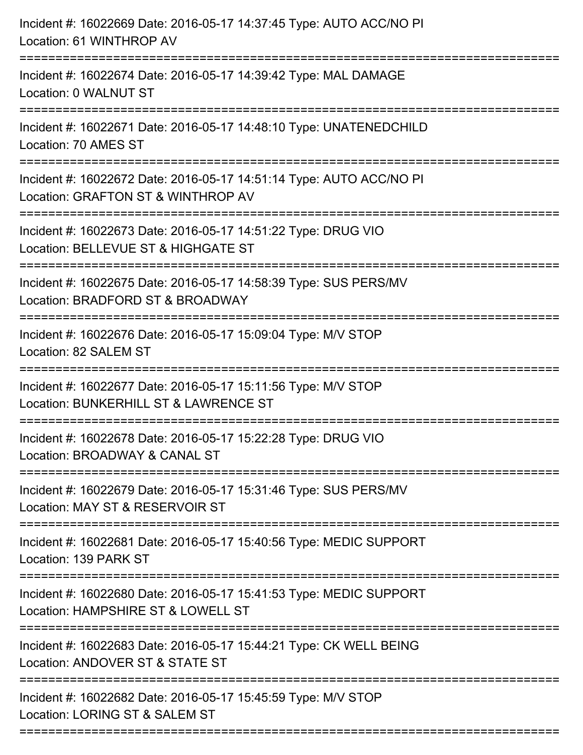Incident #: 16022669 Date: 2016-05-17 14:37:45 Type: AUTO ACC/NO PI
Location: 61 WINTHROP AV

===========================================================================

Incident #: 16022674 Date: 2016-05-17 14:39:42 Type: MAL DAMAGE
Location: 0 WALNUT ST

===========================================================================

Incident #: 16022671 Date: 2016-05-17 14:48:10 Type: UNATENEDCHILD
Location: 70 AMES ST

===========================================================================

Incident #: 16022672 Date: 2016-05-17 14:51:14 Type: AUTO ACC/NO PI
Location: GRAFTON ST & WINTHROP AV

===========================================================================

Incident #: 16022673 Date: 2016-05-17 14:51:22 Type: DRUG VIO
Location: BELLEVUE ST & HIGHGATE ST

===========================================================================

Incident #: 16022675 Date: 2016-05-17 14:58:39 Type: SUS PERS/MV
Location: BRADFORD ST & BROADWAY

===========================================================================

Incident #: 16022676 Date: 2016-05-17 15:09:04 Type: M/V STOP
Location: 82 SALEM ST

===========================================================================

Incident #: 16022677 Date: 2016-05-17 15:11:56 Type: M/V STOP
Location: BUNKERHILL ST & LAWRENCE ST

===========================================================================

Incident #: 16022678 Date: 2016-05-17 15:22:28 Type: DRUG VIO
Location: BROADWAY & CANAL ST

===========================================================================

Incident #: 16022679 Date: 2016-05-17 15:31:46 Type: SUS PERS/MV
Location: MAY ST & RESERVOIR ST

===========================================================================

Incident #: 16022681 Date: 2016-05-17 15:40:56 Type: MEDIC SUPPORT
Location: 139 PARK ST

===========================================================================

Incident #: 16022680 Date: 2016-05-17 15:41:53 Type: MEDIC SUPPORT
Location: HAMPSHIRE ST & LOWELL ST

===========================================================================

Incident #: 16022683 Date: 2016-05-17 15:44:21 Type: CK WELL BEING
Location: ANDOVER ST & STATE ST

===========================================================================

Incident #: 16022682 Date: 2016-05-17 15:45:59 Type: M/V STOP
Location: LORING ST & SALEM ST

===========================================================================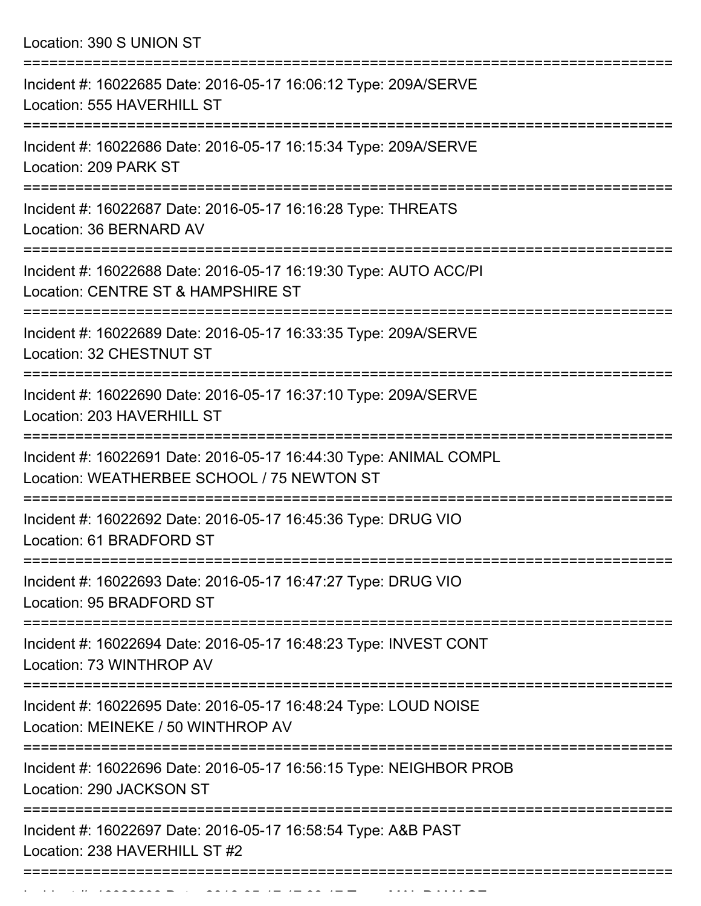Location: 390 S UNION ST

===========================================================================

Incident #: 16022685 Date: 2016-05-17 16:06:12 Type: 209A/SERVE
Location: 555 HAVERHILL ST

===========================================================================

Incident #: 16022686 Date: 2016-05-17 16:15:34 Type: 209A/SERVE
Location: 209 PARK ST

===========================================================================

Incident #: 16022687 Date: 2016-05-17 16:16:28 Type: THREATS
Location: 36 BERNARD AV

===========================================================================

Incident #: 16022688 Date: 2016-05-17 16:19:30 Type: AUTO ACC/PI
Location: CENTRE ST & HAMPSHIRE ST

===========================================================================

Incident #: 16022689 Date: 2016-05-17 16:33:35 Type: 209A/SERVE
Location: 32 CHESTNUT ST

===========================================================================

Incident #: 16022690 Date: 2016-05-17 16:37:10 Type: 209A/SERVE
Location: 203 HAVERHILL ST

===========================================================================

Incident #: 16022691 Date: 2016-05-17 16:44:30 Type: ANIMAL COMPL
Location: WEATHERBEE SCHOOL / 75 NEWTON ST

===========================================================================

Incident #: 16022692 Date: 2016-05-17 16:45:36 Type: DRUG VIO
Location: 61 BRADFORD ST

===========================================================================

Incident #: 16022693 Date: 2016-05-17 16:47:27 Type: DRUG VIO
Location: 95 BRADFORD ST

===========================================================================

Incident #: 16022694 Date: 2016-05-17 16:48:23 Type: INVEST CONT
Location: 73 WINTHROP AV

===========================================================================

Incident #: 16022695 Date: 2016-05-17 16:48:24 Type: LOUD NOISE
Location: MEINEKE / 50 WINTHROP AV

===========================================================================

Incident #: 16022696 Date: 2016-05-17 16:56:15 Type: NEIGHBOR PROB
Location: 290 JACKSON ST

===========================================================================

Incident #: 16022697 Date: 2016-05-17 16:58:54 Type: A&B PAST
Location: 238 HAVERHILL ST #2

===========================================================================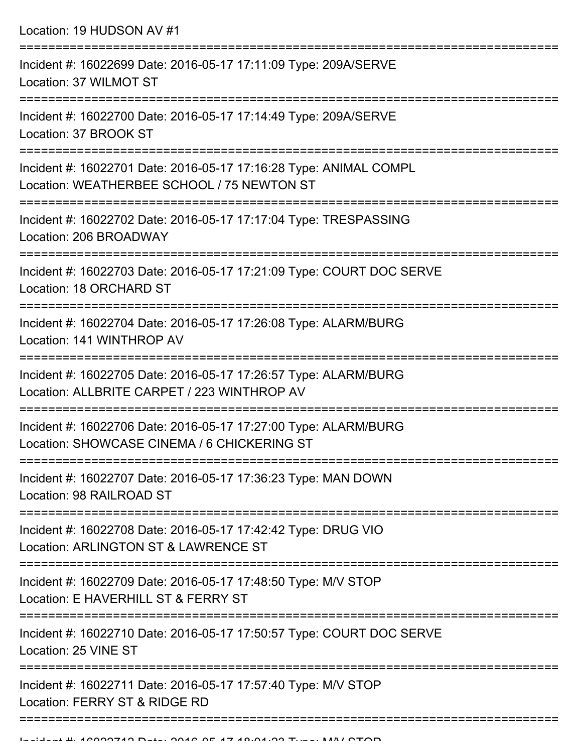Location: 19 HUDSON AV #1

===========================================================================

Incident #: 16022699 Date: 2016-05-17 17:11:09 Type: 209A/SERVE
Location: 37 WILMOT ST

===========================================================================

Incident #: 16022700 Date: 2016-05-17 17:14:49 Type: 209A/SERVE
Location: 37 BROOK ST

===========================================================================

Incident #: 16022701 Date: 2016-05-17 17:16:28 Type: ANIMAL COMPL
Location: WEATHERBEE SCHOOL / 75 NEWTON ST

===========================================================================

Incident #: 16022702 Date: 2016-05-17 17:17:04 Type: TRESPASSING
Location: 206 BROADWAY

===========================================================================

Incident #: 16022703 Date: 2016-05-17 17:21:09 Type: COURT DOC SERVE
Location: 18 ORCHARD ST

===========================================================================

Incident #: 16022704 Date: 2016-05-17 17:26:08 Type: ALARM/BURG
Location: 141 WINTHROP AV

===========================================================================

Incident #: 16022705 Date: 2016-05-17 17:26:57 Type: ALARM/BURG
Location: ALLBRITE CARPET / 223 WINTHROP AV

===========================================================================

Incident #: 16022706 Date: 2016-05-17 17:27:00 Type: ALARM/BURG
Location: SHOWCASE CINEMA / 6 CHICKERING ST

===========================================================================

Incident #: 16022707 Date: 2016-05-17 17:36:23 Type: MAN DOWN
Location: 98 RAILROAD ST

===========================================================================

Incident #: 16022708 Date: 2016-05-17 17:42:42 Type: DRUG VIO
Location: ARLINGTON ST & LAWRENCE ST

===========================================================================

Incident #: 16022709 Date: 2016-05-17 17:48:50 Type: M/V STOP
Location: E HAVERHILL ST & FERRY ST

===========================================================================

Incident #: 16022710 Date: 2016-05-17 17:50:57 Type: COURT DOC SERVE
Location: 25 VINE ST

===========================================================================

Incident #: 16022711 Date: 2016-05-17 17:57:40 Type: M/V STOP
Location: FERRY ST & RIDGE RD

===========================================================================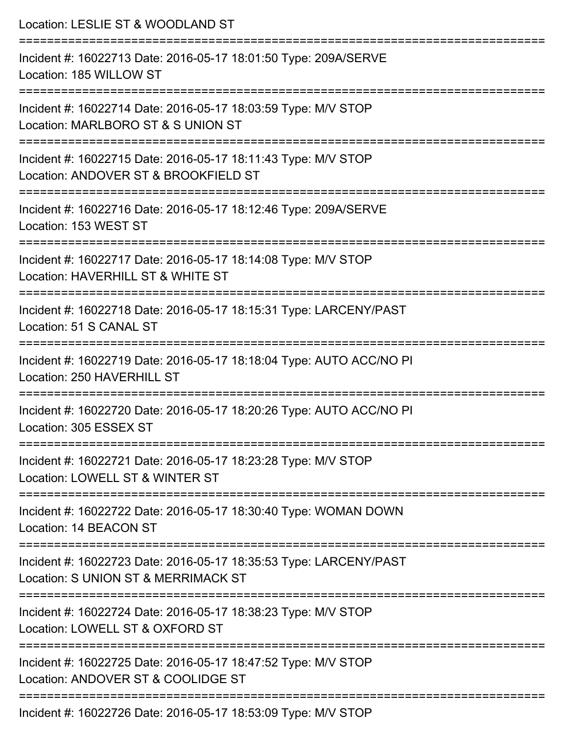Location: LESLIE ST & WOODLAND ST

===========================================================================

Incident #: 16022713 Date: 2016-05-17 18:01:50 Type: 209A/SERVE
Location: 185 WILLOW ST

===========================================================================

Incident #: 16022714 Date: 2016-05-17 18:03:59 Type: M/V STOP
Location: MARLBORO ST & S UNION ST

===========================================================================

Incident #: 16022715 Date: 2016-05-17 18:11:43 Type: M/V STOP
Location: ANDOVER ST & BROOKFIELD ST

===========================================================================

Incident #: 16022716 Date: 2016-05-17 18:12:46 Type: 209A/SERVE
Location: 153 WEST ST

===========================================================================

Incident #: 16022717 Date: 2016-05-17 18:14:08 Type: M/V STOP
Location: HAVERHILL ST & WHITE ST

===========================================================================

Incident #: 16022718 Date: 2016-05-17 18:15:31 Type: LARCENY/PAST
Location: 51 S CANAL ST

===========================================================================

Incident #: 16022719 Date: 2016-05-17 18:18:04 Type: AUTO ACC/NO PI
Location: 250 HAVERHILL ST

===========================================================================

Incident #: 16022720 Date: 2016-05-17 18:20:26 Type: AUTO ACC/NO PI
Location: 305 ESSEX ST

===========================================================================

Incident #: 16022721 Date: 2016-05-17 18:23:28 Type: M/V STOP
Location: LOWELL ST & WINTER ST

===========================================================================

Incident #: 16022722 Date: 2016-05-17 18:30:40 Type: WOMAN DOWN
Location: 14 BEACON ST

===========================================================================

Incident #: 16022723 Date: 2016-05-17 18:35:53 Type: LARCENY/PAST
Location: S UNION ST & MERRIMACK ST

===========================================================================

Incident #: 16022724 Date: 2016-05-17 18:38:23 Type: M/V STOP
Location: LOWELL ST & OXFORD ST

===========================================================================

Incident #: 16022725 Date: 2016-05-17 18:47:52 Type: M/V STOP
Location: ANDOVER ST & COOLIDGE ST

===========================================================================

Incident #: 16022726 Date: 2016-05-17 18:53:09 Type: M/V STOP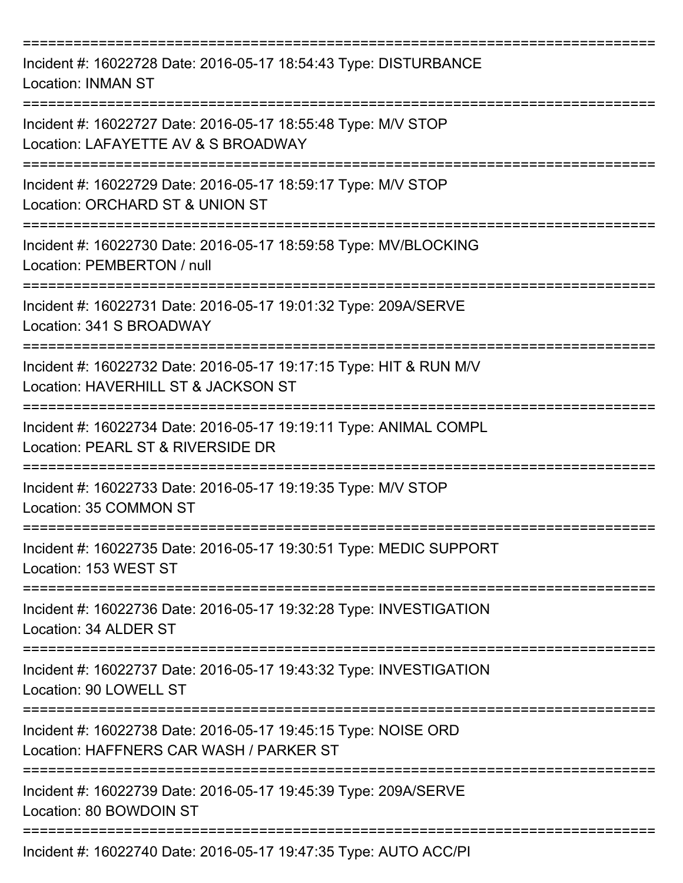===========================================================================
Incident #: 16022728 Date: 2016-05-17 18:54:43 Type: DISTURBANCE
Location: INMAN ST
===========================================================================
Incident #: 16022727 Date: 2016-05-17 18:55:48 Type: M/V STOP
Location: LAFAYETTE AV & S BROADWAY
===========================================================================
Incident #: 16022729 Date: 2016-05-17 18:59:17 Type: M/V STOP
Location: ORCHARD ST & UNION ST
===========================================================================
Incident #: 16022730 Date: 2016-05-17 18:59:58 Type: MV/BLOCKING
Location: PEMBERTON / null
===========================================================================
Incident #: 16022731 Date: 2016-05-17 19:01:32 Type: 209A/SERVE
Location: 341 S BROADWAY
===========================================================================
Incident #: 16022732 Date: 2016-05-17 19:17:15 Type: HIT & RUN M/V
Location: HAVERHILL ST & JACKSON ST
===========================================================================
Incident #: 16022734 Date: 2016-05-17 19:19:11 Type: ANIMAL COMPL
Location: PEARL ST & RIVERSIDE DR
===========================================================================
Incident #: 16022733 Date: 2016-05-17 19:19:35 Type: M/V STOP
Location: 35 COMMON ST
===========================================================================
Incident #: 16022735 Date: 2016-05-17 19:30:51 Type: MEDIC SUPPORT
Location: 153 WEST ST
===========================================================================
Incident #: 16022736 Date: 2016-05-17 19:32:28 Type: INVESTIGATION
Location: 34 ALDER ST
===========================================================================
Incident #: 16022737 Date: 2016-05-17 19:43:32 Type: INVESTIGATION
Location: 90 LOWELL ST
===========================================================================
Incident #: 16022738 Date: 2016-05-17 19:45:15 Type: NOISE ORD
Location: HAFFNERS CAR WASH / PARKER ST
===========================================================================
Incident #: 16022739 Date: 2016-05-17 19:45:39 Type: 209A/SERVE
Location: 80 BOWDOIN ST
===========================================================================
Incident #: 16022740 Date: 2016-05-17 19:47:35 Type: AUTO ACC/PI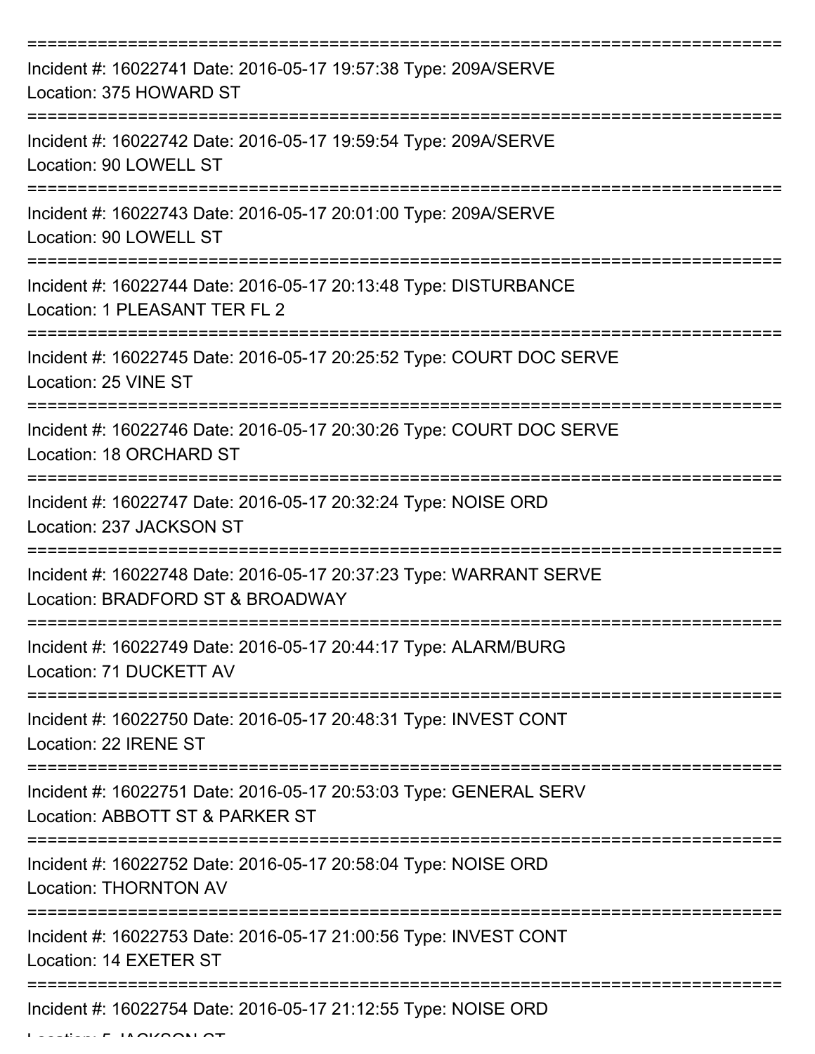===========================================================================

Incident #: 16022741 Date: 2016-05-17 19:57:38 Type: 209A/SERVE
Location: 375 HOWARD ST

===========================================================================

Incident #: 16022742 Date: 2016-05-17 19:59:54 Type: 209A/SERVE
Location: 90 LOWELL ST

===========================================================================

Incident #: 16022743 Date: 2016-05-17 20:01:00 Type: 209A/SERVE
Location: 90 LOWELL ST

===========================================================================

Incident #: 16022744 Date: 2016-05-17 20:13:48 Type: DISTURBANCE
Location: 1 PLEASANT TER FL 2

===========================================================================

Incident #: 16022745 Date: 2016-05-17 20:25:52 Type: COURT DOC SERVE
Location: 25 VINE ST

===========================================================================

Incident #: 16022746 Date: 2016-05-17 20:30:26 Type: COURT DOC SERVE
Location: 18 ORCHARD ST

===========================================================================

Incident #: 16022747 Date: 2016-05-17 20:32:24 Type: NOISE ORD
Location: 237 JACKSON ST

===========================================================================

Incident #: 16022748 Date: 2016-05-17 20:37:23 Type: WARRANT SERVE
Location: BRADFORD ST & BROADWAY

===========================================================================

Incident #: 16022749 Date: 2016-05-17 20:44:17 Type: ALARM/BURG
Location: 71 DUCKETT AV

===========================================================================

Incident #: 16022750 Date: 2016-05-17 20:48:31 Type: INVEST CONT
Location: 22 IRENE ST

===========================================================================

Incident #: 16022751 Date: 2016-05-17 20:53:03 Type: GENERAL SERV
Location: ABBOTT ST & PARKER ST

===========================================================================

Incident #: 16022752 Date: 2016-05-17 20:58:04 Type: NOISE ORD
Location: THORNTON AV

===========================================================================

Incident #: 16022753 Date: 2016-05-17 21:00:56 Type: INVEST CONT
Location: 14 EXETER ST

===========================================================================

Incident #: 16022754 Date: 2016-05-17 21:12:55 Type: NOISE ORD
Location: 5 JACKSON ST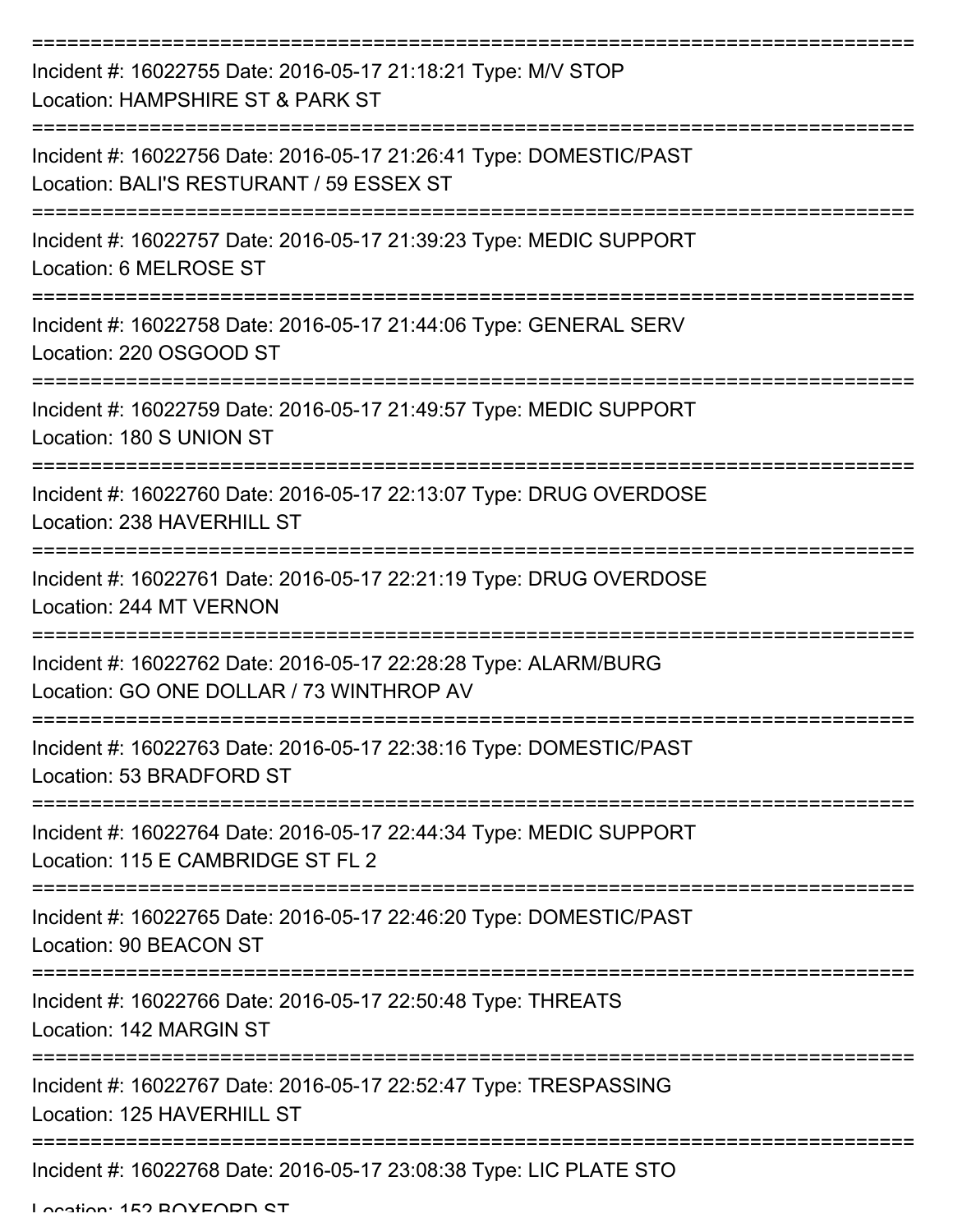===========================================================================

Incident #: 16022755 Date: 2016-05-17 21:18:21 Type: M/V STOP
Location: HAMPSHIRE ST & PARK ST

===========================================================================

Incident #: 16022756 Date: 2016-05-17 21:26:41 Type: DOMESTIC/PAST
Location: BALI'S RESTURANT / 59 ESSEX ST

===========================================================================

Incident #: 16022757 Date: 2016-05-17 21:39:23 Type: MEDIC SUPPORT
Location: 6 MELROSE ST

===========================================================================

Incident #: 16022758 Date: 2016-05-17 21:44:06 Type: GENERAL SERV
Location: 220 OSGOOD ST

===========================================================================

Incident #: 16022759 Date: 2016-05-17 21:49:57 Type: MEDIC SUPPORT
Location: 180 S UNION ST

===========================================================================

Incident #: 16022760 Date: 2016-05-17 22:13:07 Type: DRUG OVERDOSE
Location: 238 HAVERHILL ST

===========================================================================

Incident #: 16022761 Date: 2016-05-17 22:21:19 Type: DRUG OVERDOSE
Location: 244 MT VERNON

===========================================================================

Incident #: 16022762 Date: 2016-05-17 22:28:28 Type: ALARM/BURG
Location: GO ONE DOLLAR / 73 WINTHROP AV

===========================================================================

Incident #: 16022763 Date: 2016-05-17 22:38:16 Type: DOMESTIC/PAST
Location: 53 BRADFORD ST

===========================================================================

Incident #: 16022764 Date: 2016-05-17 22:44:34 Type: MEDIC SUPPORT
Location: 115 E CAMBRIDGE ST FL 2

===========================================================================

Incident #: 16022765 Date: 2016-05-17 22:46:20 Type: DOMESTIC/PAST
Location: 90 BEACON ST

===========================================================================

Incident #: 16022766 Date: 2016-05-17 22:50:48 Type: THREATS
Location: 142 MARGIN ST

===========================================================================

Incident #: 16022767 Date: 2016-05-17 22:52:47 Type: TRESPASSING
Location: 125 HAVERHILL ST

===========================================================================

Incident #: 16022768 Date: 2016-05-17 23:08:38 Type: LIC PLATE STO
Location: 152 BOXFORD ST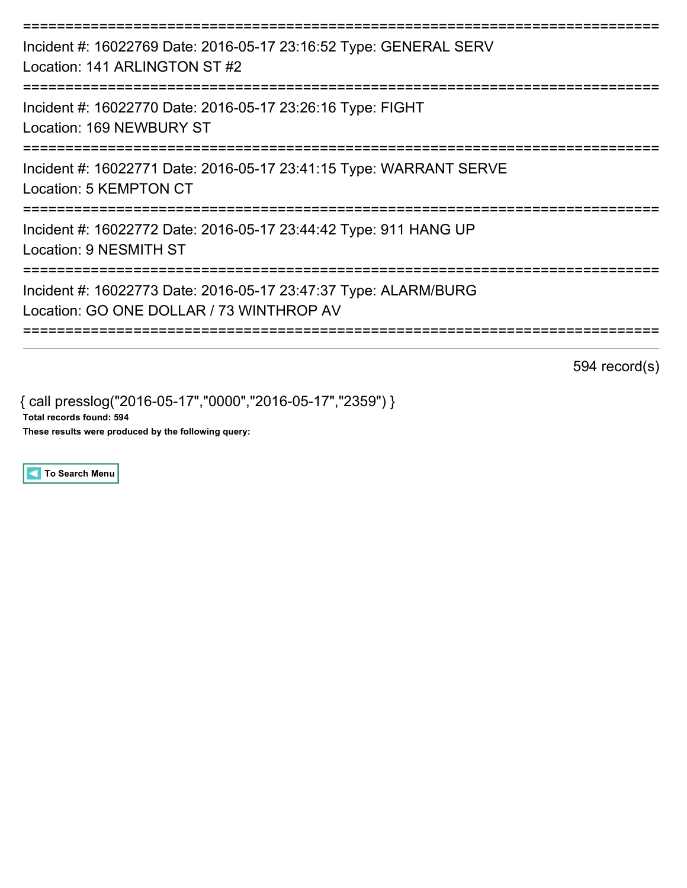===========================================================================

Incident #: 16022769 Date: 2016-05-17 23:16:52 Type: GENERAL SERV
Location: 141 ARLINGTON ST #2

===========================================================================

Incident #: 16022770 Date: 2016-05-17 23:26:16 Type: FIGHT
Location: 169 NEWBURY ST

===========================================================================

Incident #: 16022771 Date: 2016-05-17 23:41:15 Type: WARRANT SERVE
Location: 5 KEMPTON CT

===========================================================================

Incident #: 16022772 Date: 2016-05-17 23:44:42 Type: 911 HANG UP
Location: 9 NESMITH ST

===========================================================================

Incident #: 16022773 Date: 2016-05-17 23:47:37 Type: ALARM/BURG
Location: GO ONE DOLLAR / 73 WINTHROP AV

===========================================================================

594 record(s)

{ call presslog("2016-05-17","0000","2016-05-17","2359") }

**Total records found: 594**

**These results were produced by the following query:**

**To Search Menu**